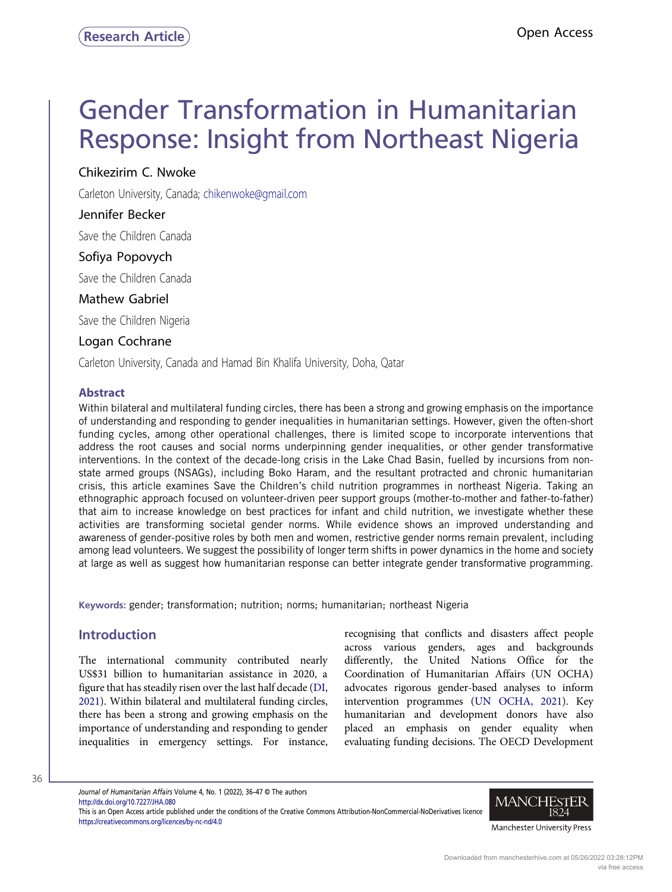Research Article

Open Access

# Gender Transformation in Humanitarian Response: Insight from Northeast Nigeria

Chikezirim C. Nwoke

Carleton University, Canada; chikenwoke@gmail.com

Jennifer Becker

Save the Children Canada

Sofiya Popovych

Save the Children Canada

Mathew Gabriel

Save the Children Nigeria

Logan Cochrane

Carleton University, Canada and Hamad Bin Khalifa University, Doha, Qatar

## Abstract

Within bilateral and multilateral funding circles, there has been a strong and growing emphasis on the importance of understanding and responding to gender inequalities in humanitarian settings. However, given the often-short funding cycles, among other operational challenges, there is limited scope to incorporate interventions that address the root causes and social norms underpinning gender inequalities, or other gender transformative interventions. In the context of the decade-long crisis in the Lake Chad Basin, fuelled by incursions from non-state armed groups (NSAGs), including Boko Haram, and the resultant protracted and chronic humanitarian crisis, this article examines Save the Children's child nutrition programmes in northeast Nigeria. Taking an ethnographic approach focused on volunteer-driven peer support groups (mother-to-mother and father-to-father) that aim to increase knowledge on best practices for infant and child nutrition, we investigate whether these activities are transforming societal gender norms. While evidence shows an improved understanding and awareness of gender-positive roles by both men and women, restrictive gender norms remain prevalent, including among lead volunteers. We suggest the possibility of longer term shifts in power dynamics in the home and society at large as well as suggest how humanitarian response can better integrate gender transformative programming.

**Keywords:** gender; transformation; nutrition; norms; humanitarian; northeast Nigeria

## Introduction

The international community contributed nearly US$31 billion to humanitarian assistance in 2020, a figure that has steadily risen over the last half decade (DI, 2021). Within bilateral and multilateral funding circles, there has been a strong and growing emphasis on the importance of understanding and responding to gender inequalities in emergency settings. For instance, recognising that conflicts and disasters affect people across various genders, ages and backgrounds differently, the United Nations Office for the Coordination of Humanitarian Affairs (UN OCHA) advocates rigorous gender-based analyses to inform intervention programmes (UN OCHA, 2021). Key humanitarian and development donors have also placed an emphasis on gender equality when evaluating funding decisions. The OECD Development

*Journal of Humanitarian Affairs* Volume 4, No. 1 (2022), 36–47 © The authors
http://dx.doi.org/10.7227/JHA.080
This is an Open Access article published under the conditions of the Creative Commons Attribution-NonCommercial-NoDerivatives licence https://creativecommons.org/licences/by-nc-nd/4.0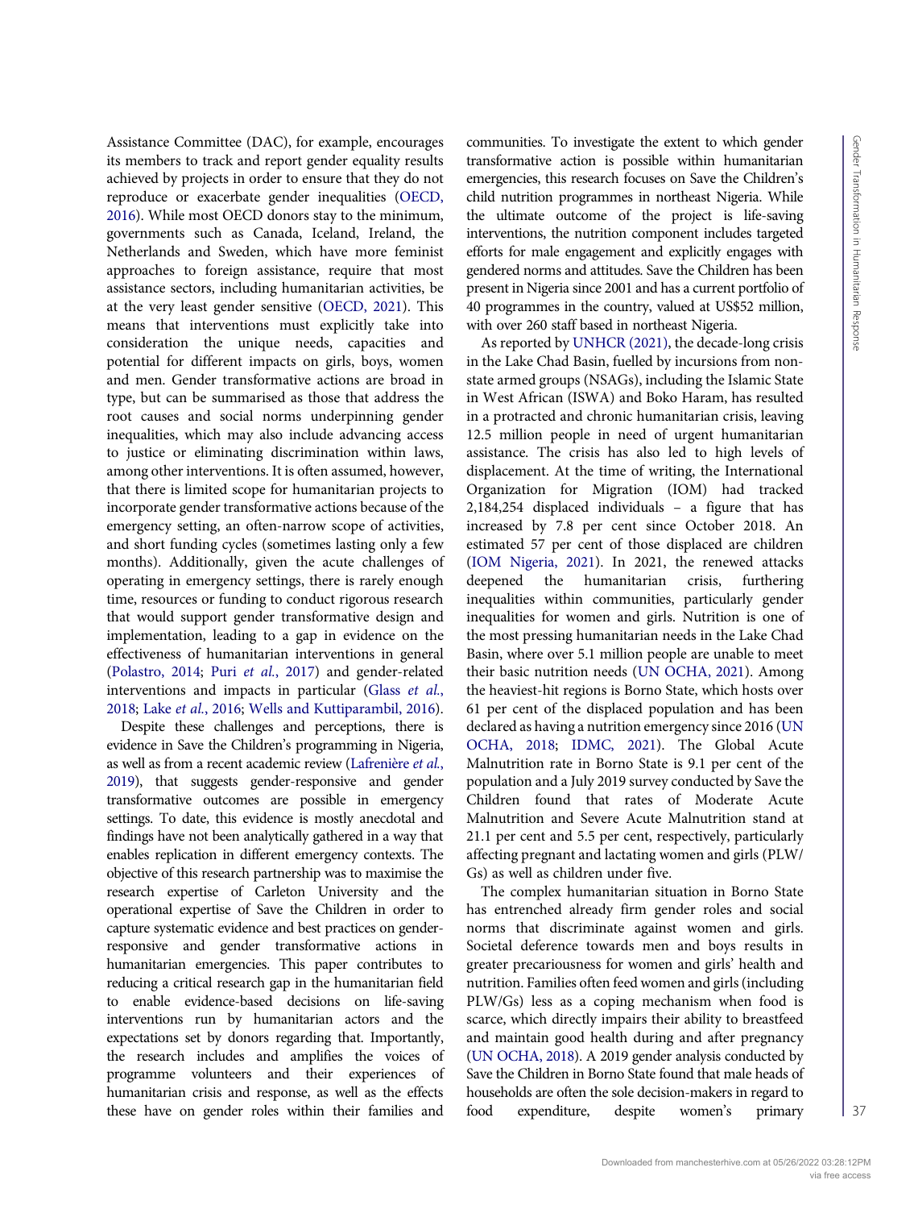Assistance Committee (DAC), for example, encourages its members to track and report gender equality results achieved by projects in order to ensure that they do not reproduce or exacerbate gender inequalities (OECD, 2016). While most OECD donors stay to the minimum, governments such as Canada, Iceland, Ireland, the Netherlands and Sweden, which have more feminist approaches to foreign assistance, require that most assistance sectors, including humanitarian activities, be at the very least gender sensitive (OECD, 2021). This means that interventions must explicitly take into consideration the unique needs, capacities and potential for different impacts on girls, boys, women and men. Gender transformative actions are broad in type, but can be summarised as those that address the root causes and social norms underpinning gender inequalities, which may also include advancing access to justice or eliminating discrimination within laws, among other interventions. It is often assumed, however, that there is limited scope for humanitarian projects to incorporate gender transformative actions because of the emergency setting, an often-narrow scope of activities, and short funding cycles (sometimes lasting only a few months). Additionally, given the acute challenges of operating in emergency settings, there is rarely enough time, resources or funding to conduct rigorous research that would support gender transformative design and implementation, leading to a gap in evidence on the effectiveness of humanitarian interventions in general (Polastro, 2014; Puri *et al.*, 2017) and gender-related interventions and impacts in particular (Glass *et al.*, 2018; Lake *et al.*, 2016; Wells and Kuttiparambil, 2016).

Despite these challenges and perceptions, there is evidence in Save the Children's programming in Nigeria, as well as from a recent academic review (Lafrenière *et al.*, 2019), that suggests gender-responsive and gender transformative outcomes are possible in emergency settings. To date, this evidence is mostly anecdotal and findings have not been analytically gathered in a way that enables replication in different emergency contexts. The objective of this research partnership was to maximise the research expertise of Carleton University and the operational expertise of Save the Children in order to capture systematic evidence and best practices on gender-responsive and gender transformative actions in humanitarian emergencies. This paper contributes to reducing a critical research gap in the humanitarian field to enable evidence-based decisions on life-saving interventions run by humanitarian actors and the expectations set by donors regarding that. Importantly, the research includes and amplifies the voices of programme volunteers and their experiences of humanitarian crisis and response, as well as the effects these have on gender roles within their families and communities. To investigate the extent to which gender transformative action is possible within humanitarian emergencies, this research focuses on Save the Children's child nutrition programmes in northeast Nigeria. While the ultimate outcome of the project is life-saving interventions, the nutrition component includes targeted efforts for male engagement and explicitly engages with gendered norms and attitudes. Save the Children has been present in Nigeria since 2001 and has a current portfolio of 40 programmes in the country, valued at US$52 million, with over 260 staff based in northeast Nigeria.

As reported by UNHCR (2021), the decade-long crisis in the Lake Chad Basin, fuelled by incursions from non-state armed groups (NSAGs), including the Islamic State in West African (ISWA) and Boko Haram, has resulted in a protracted and chronic humanitarian crisis, leaving 12.5 million people in need of urgent humanitarian assistance. The crisis has also led to high levels of displacement. At the time of writing, the International Organization for Migration (IOM) had tracked 2,184,254 displaced individuals – a figure that has increased by 7.8 per cent since October 2018. An estimated 57 per cent of those displaced are children (IOM Nigeria, 2021). In 2021, the renewed attacks deepened the humanitarian crisis, furthering inequalities within communities, particularly gender inequalities for women and girls. Nutrition is one of the most pressing humanitarian needs in the Lake Chad Basin, where over 5.1 million people are unable to meet their basic nutrition needs (UN OCHA, 2021). Among the heaviest-hit regions is Borno State, which hosts over 61 per cent of the displaced population and has been declared as having a nutrition emergency since 2016 (UN OCHA, 2018; IDMC, 2021). The Global Acute Malnutrition rate in Borno State is 9.1 per cent of the population and a July 2019 survey conducted by Save the Children found that rates of Moderate Acute Malnutrition and Severe Acute Malnutrition stand at 21.1 per cent and 5.5 per cent, respectively, particularly affecting pregnant and lactating women and girls (PLW/Gs) as well as children under five.

The complex humanitarian situation in Borno State has entrenched already firm gender roles and social norms that discriminate against women and girls. Societal deference towards men and boys results in greater precariousness for women and girls' health and nutrition. Families often feed women and girls (including PLW/Gs) less as a coping mechanism when food is scarce, which directly impairs their ability to breastfeed and maintain good health during and after pregnancy (UN OCHA, 2018). A 2019 gender analysis conducted by Save the Children in Borno State found that male heads of households are often the sole decision-makers in regard to food expenditure, despite women's primary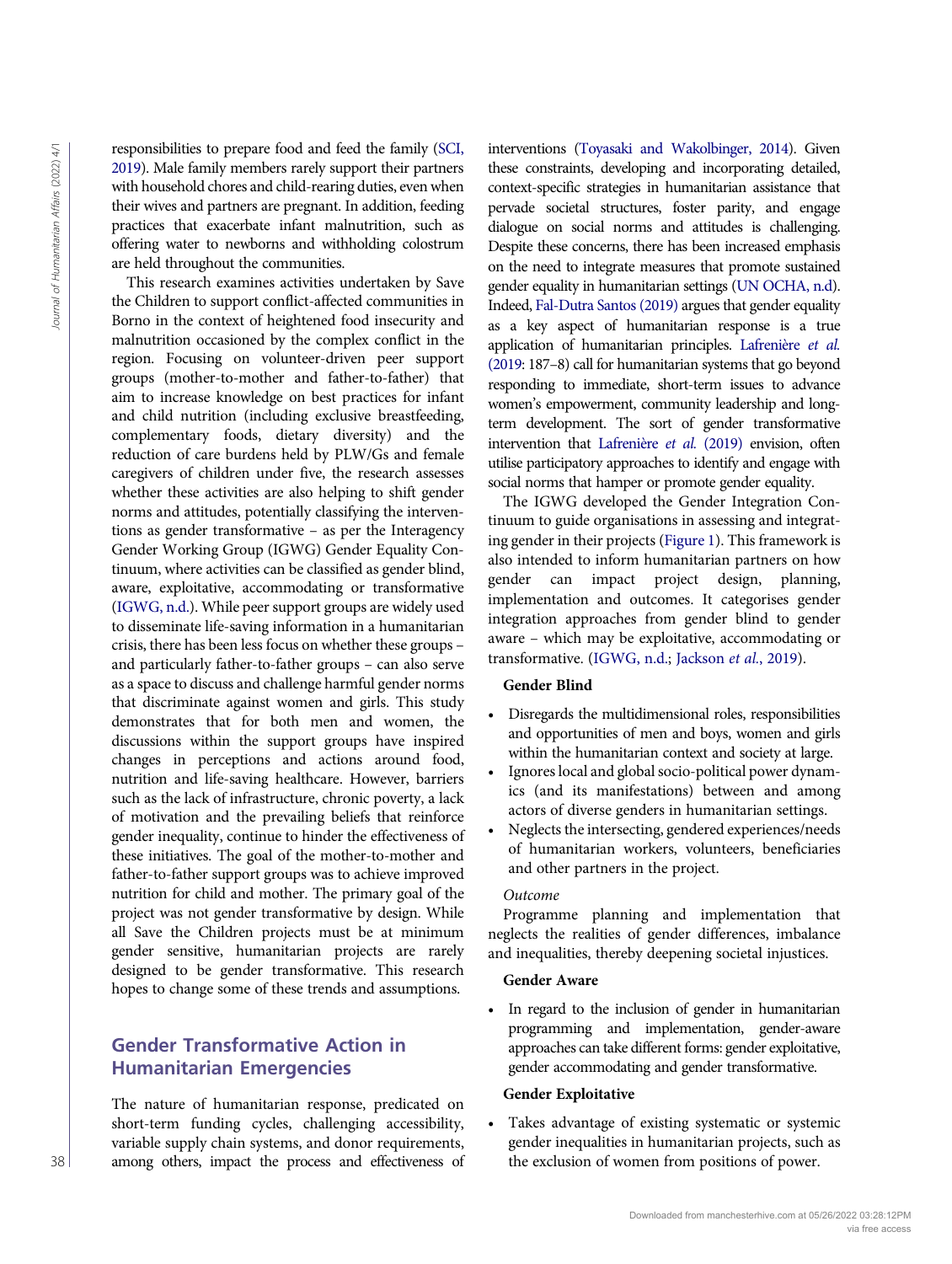responsibilities to prepare food and feed the family (SCI, 2019). Male family members rarely support their partners with household chores and child-rearing duties, even when their wives and partners are pregnant. In addition, feeding practices that exacerbate infant malnutrition, such as offering water to newborns and withholding colostrum are held throughout the communities.

This research examines activities undertaken by Save the Children to support conflict-affected communities in Borno in the context of heightened food insecurity and malnutrition occasioned by the complex conflict in the region. Focusing on volunteer-driven peer support groups (mother-to-mother and father-to-father) that aim to increase knowledge on best practices for infant and child nutrition (including exclusive breastfeeding, complementary foods, dietary diversity) and the reduction of care burdens held by PLW/Gs and female caregivers of children under five, the research assesses whether these activities are also helping to shift gender norms and attitudes, potentially classifying the interventions as gender transformative – as per the Interagency Gender Working Group (IGWG) Gender Equality Continuum, where activities can be classified as gender blind, aware, exploitative, accommodating or transformative (IGWG, n.d.). While peer support groups are widely used to disseminate life-saving information in a humanitarian crisis, there has been less focus on whether these groups – and particularly father-to-father groups – can also serve as a space to discuss and challenge harmful gender norms that discriminate against women and girls. This study demonstrates that for both men and women, the discussions within the support groups have inspired changes in perceptions and actions around food, nutrition and life-saving healthcare. However, barriers such as the lack of infrastructure, chronic poverty, a lack of motivation and the prevailing beliefs that reinforce gender inequality, continue to hinder the effectiveness of these initiatives. The goal of the mother-to-mother and father-to-father support groups was to achieve improved nutrition for child and mother. The primary goal of the project was not gender transformative by design. While all Save the Children projects must be at minimum gender sensitive, humanitarian projects are rarely designed to be gender transformative. This research hopes to change some of these trends and assumptions.

## Gender Transformative Action in Humanitarian Emergencies

The nature of humanitarian response, predicated on short-term funding cycles, challenging accessibility, variable supply chain systems, and donor requirements, among others, impact the process and effectiveness of interventions (Toyasaki and Wakolbinger, 2014). Given these constraints, developing and incorporating detailed, context-specific strategies in humanitarian assistance that pervade societal structures, foster parity, and engage dialogue on social norms and attitudes is challenging. Despite these concerns, there has been increased emphasis on the need to integrate measures that promote sustained gender equality in humanitarian settings (UN OCHA, n.d). Indeed, Fal-Dutra Santos (2019) argues that gender equality as a key aspect of humanitarian response is a true application of humanitarian principles. Lafrenière *et al.* (2019: 187–8) call for humanitarian systems that go beyond responding to immediate, short-term issues to advance women's empowerment, community leadership and long-term development. The sort of gender transformative intervention that Lafrenière *et al.* (2019) envision, often utilise participatory approaches to identify and engage with social norms that hamper or promote gender equality.

The IGWG developed the Gender Integration Continuum to guide organisations in assessing and integrating gender in their projects (Figure 1). This framework is also intended to inform humanitarian partners on how gender can impact project design, planning, implementation and outcomes. It categorises gender integration approaches from gender blind to gender aware – which may be exploitative, accommodating or transformative. (IGWG, n.d.; Jackson *et al.*, 2019).

**Gender Blind**

- Disregards the multidimensional roles, responsibilities and opportunities of men and boys, women and girls within the humanitarian context and society at large.
- Ignores local and global socio-political power dynamics (and its manifestations) between and among actors of diverse genders in humanitarian settings.
- Neglects the intersecting, gendered experiences/needs of humanitarian workers, volunteers, beneficiaries and other partners in the project.

*Outcome*

Programme planning and implementation that neglects the realities of gender differences, imbalance and inequalities, thereby deepening societal injustices.

**Gender Aware**

- In regard to the inclusion of gender in humanitarian programming and implementation, gender-aware approaches can take different forms: gender exploitative, gender accommodating and gender transformative.

**Gender Exploitative**

- Takes advantage of existing systematic or systemic gender inequalities in humanitarian projects, such as the exclusion of women from positions of power.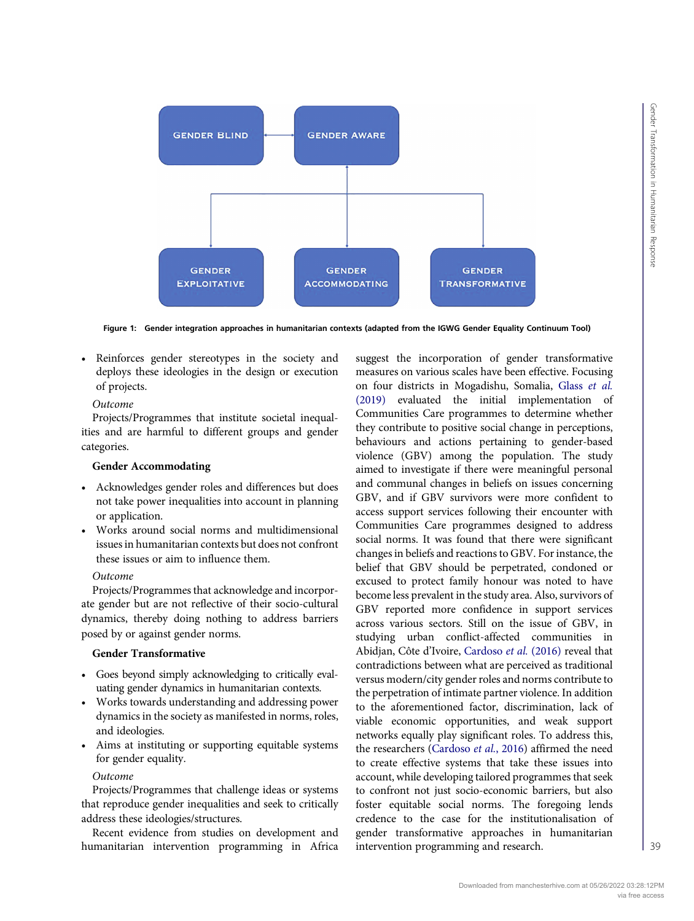GENDER BLIND

GENDER AWARE

GENDER EXPLOITATIVE

GENDER ACCOMMODATING

GENDER TRANSFORMATIVE

**Figure 1: Gender integration approaches in humanitarian contexts (adapted from the IGWG Gender Equality Continuum Tool)**

- Reinforces gender stereotypes in the society and deploys these ideologies in the design or execution of projects.

*Outcome*

Projects/Programmes that institute societal inequalities and are harmful to different groups and gender categories.

**Gender Accommodating**

- Acknowledges gender roles and differences but does not take power inequalities into account in planning or application.
- Works around social norms and multidimensional issues in humanitarian contexts but does not confront these issues or aim to influence them.

*Outcome*

Projects/Programmes that acknowledge and incorporate gender but are not reflective of their socio-cultural dynamics, thereby doing nothing to address barriers posed by or against gender norms.

**Gender Transformative**

- Goes beyond simply acknowledging to critically evaluating gender dynamics in humanitarian contexts.
- Works towards understanding and addressing power dynamics in the society as manifested in norms, roles, and ideologies.
- Aims at instituting or supporting equitable systems for gender equality.

*Outcome*

Projects/Programmes that challenge ideas or systems that reproduce gender inequalities and seek to critically address these ideologies/structures.

Recent evidence from studies on development and humanitarian intervention programming in Africa suggest the incorporation of gender transformative measures on various scales have been effective. Focusing on four districts in Mogadishu, Somalia, Glass *et al.* (2019) evaluated the initial implementation of Communities Care programmes to determine whether they contribute to positive social change in perceptions, behaviours and actions pertaining to gender-based violence (GBV) among the population. The study aimed to investigate if there were meaningful personal and communal changes in beliefs on issues concerning GBV, and if GBV survivors were more confident to access support services following their encounter with Communities Care programmes designed to address social norms. It was found that there were significant changes in beliefs and reactions to GBV. For instance, the belief that GBV should be perpetrated, condoned or excused to protect family honour was noted to have become less prevalent in the study area. Also, survivors of GBV reported more confidence in support services across various sectors. Still on the issue of GBV, in studying urban conflict-affected communities in Abidjan, Côte d'Ivoire, Cardoso *et al.* (2016) reveal that contradictions between what are perceived as traditional versus modern/city gender roles and norms contribute to the perpetration of intimate partner violence. In addition to the aforementioned factor, discrimination, lack of viable economic opportunities, and weak support networks equally play significant roles. To address this, the researchers (Cardoso *et al.*, 2016) affirmed the need to create effective systems that take these issues into account, while developing tailored programmes that seek to confront not just socio-economic barriers, but also foster equitable social norms. The foregoing lends credence to the case for the institutionalisation of gender transformative approaches in humanitarian intervention programming and research.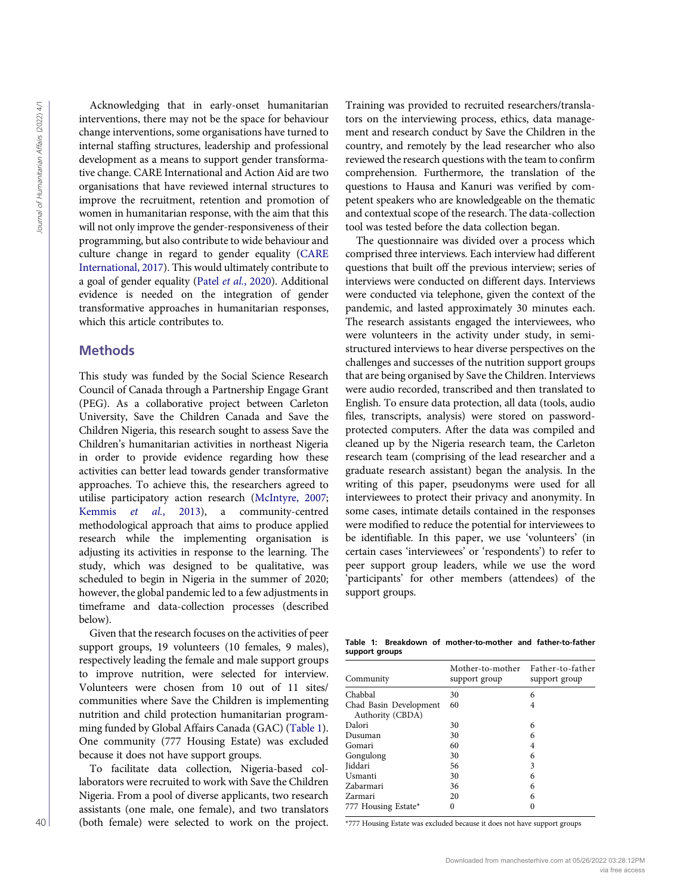Acknowledging that in early-onset humanitarian interventions, there may not be the space for behaviour change interventions, some organisations have turned to internal staffing structures, leadership and professional development as a means to support gender transformative change. CARE International and Action Aid are two organisations that have reviewed internal structures to improve the recruitment, retention and promotion of women in humanitarian response, with the aim that this will not only improve the gender-responsiveness of their programming, but also contribute to wide behaviour and culture change in regard to gender equality (CARE International, 2017). This would ultimately contribute to a goal of gender equality (Patel *et al.*, 2020). Additional evidence is needed on the integration of gender transformative approaches in humanitarian responses, which this article contributes to.

## Methods

This study was funded by the Social Science Research Council of Canada through a Partnership Engage Grant (PEG). As a collaborative project between Carleton University, Save the Children Canada and Save the Children Nigeria, this research sought to assess Save the Children's humanitarian activities in northeast Nigeria in order to provide evidence regarding how these activities can better lead towards gender transformative approaches. To achieve this, the researchers agreed to utilise participatory action research (McIntyre, 2007; Kemmis *et al.*, 2013), a community-centred methodological approach that aims to produce applied research while the implementing organisation is adjusting its activities in response to the learning. The study, which was designed to be qualitative, was scheduled to begin in Nigeria in the summer of 2020; however, the global pandemic led to a few adjustments in timeframe and data-collection processes (described below).

Given that the research focuses on the activities of peer support groups, 19 volunteers (10 females, 9 males), respectively leading the female and male support groups to improve nutrition, were selected for interview. Volunteers were chosen from 10 out of 11 sites/communities where Save the Children is implementing nutrition and child protection humanitarian programming funded by Global Affairs Canada (GAC) (Table 1). One community (777 Housing Estate) was excluded because it does not have support groups.

To facilitate data collection, Nigeria-based collaborators were recruited to work with Save the Children Nigeria. From a pool of diverse applicants, two research assistants (one male, one female), and two translators (both female) were selected to work on the project. Training was provided to recruited researchers/translators on the interviewing process, ethics, data management and research conduct by Save the Children in the country, and remotely by the lead researcher who also reviewed the research questions with the team to confirm comprehension. Furthermore, the translation of the questions to Hausa and Kanuri was verified by competent speakers who are knowledgeable on the thematic and contextual scope of the research. The data-collection tool was tested before the data collection began.

The questionnaire was divided over a process which comprised three interviews. Each interview had different questions that built off the previous interview; series of interviews were conducted on different days. Interviews were conducted via telephone, given the context of the pandemic, and lasted approximately 30 minutes each. The research assistants engaged the interviewees, who were volunteers in the activity under study, in semi-structured interviews to hear diverse perspectives on the challenges and successes of the nutrition support groups that are being organised by Save the Children. Interviews were audio recorded, transcribed and then translated to English. To ensure data protection, all data (tools, audio files, transcripts, analysis) were stored on password-protected computers. After the data was compiled and cleaned up by the Nigeria research team, the Carleton research team (comprising of the lead researcher and a graduate research assistant) began the analysis. In the writing of this paper, pseudonyms were used for all interviewees to protect their privacy and anonymity. In some cases, intimate details contained in the responses were modified to reduce the potential for interviewees to be identifiable. In this paper, we use 'volunteers' (in certain cases 'interviewees' or 'respondents') to refer to peer support group leaders, while we use the word 'participants' for other members (attendees) of the support groups.

**Table 1: Breakdown of mother-to-mother and father-to-father support groups**

| Community | Mother-to-mother support group | Father-to-father support group |
|---|---|---|
| Chabbal | 30 | 6 |
| Chad Basin Development Authority (CBDA) | 60 | 4 |
| Dalori | 30 | 6 |
| Dusuman | 30 | 6 |
| Gomari | 60 | 4 |
| Gongulong | 30 | 6 |
| Jiddari | 56 | 3 |
| Usmanti | 30 | 6 |
| Zabarmari | 36 | 6 |
| Zarmari | 20 | 6 |
| 777 Housing Estate* | 0 | 0 |

*777 Housing Estate was excluded because it does not have support groups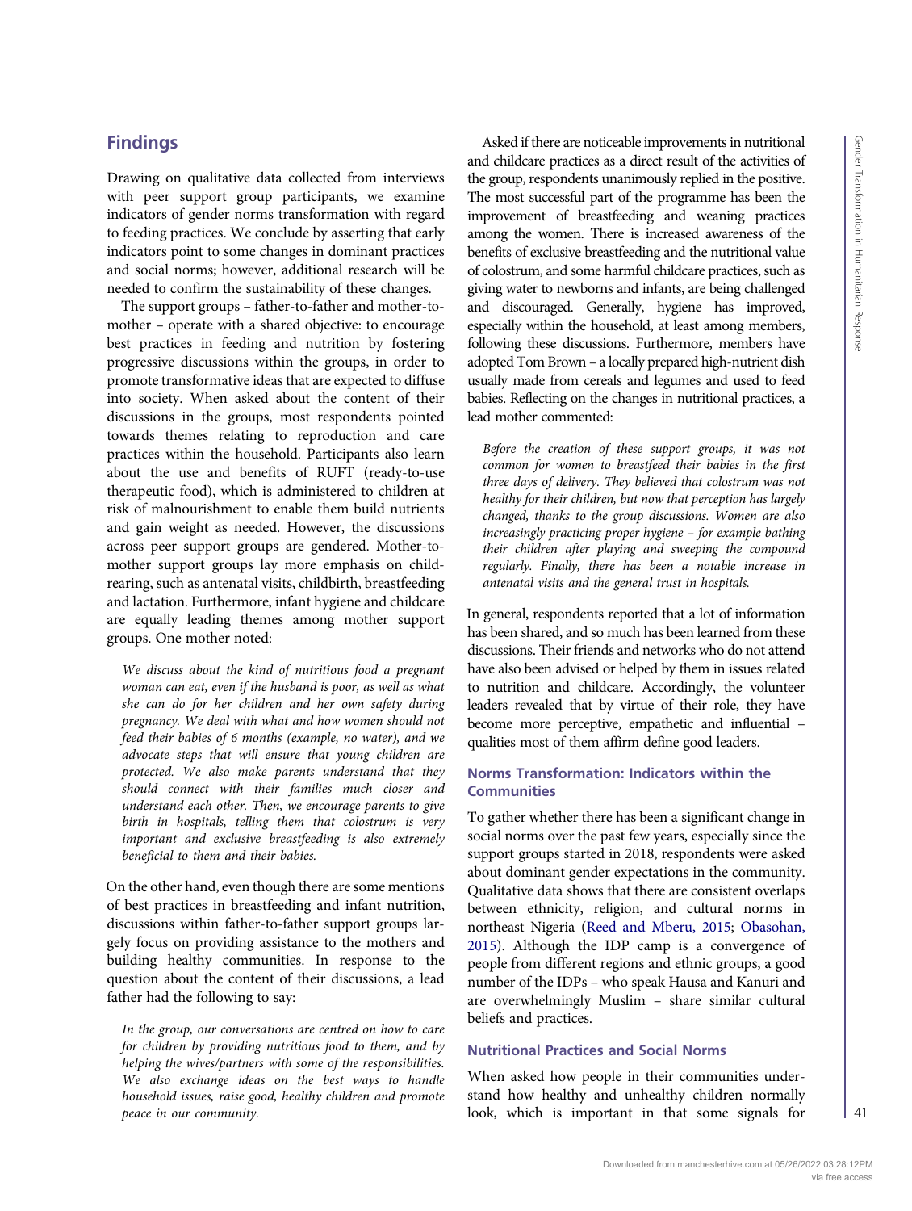## Findings

Drawing on qualitative data collected from interviews with peer support group participants, we examine indicators of gender norms transformation with regard to feeding practices. We conclude by asserting that early indicators point to some changes in dominant practices and social norms; however, additional research will be needed to confirm the sustainability of these changes.

The support groups – father-to-father and mother-to-mother – operate with a shared objective: to encourage best practices in feeding and nutrition by fostering progressive discussions within the groups, in order to promote transformative ideas that are expected to diffuse into society. When asked about the content of their discussions in the groups, most respondents pointed towards themes relating to reproduction and care practices within the household. Participants also learn about the use and benefits of RUFT (ready-to-use therapeutic food), which is administered to children at risk of malnourishment to enable them build nutrients and gain weight as needed. However, the discussions across peer support groups are gendered. Mother-to-mother support groups lay more emphasis on child-rearing, such as antenatal visits, childbirth, breastfeeding and lactation. Furthermore, infant hygiene and childcare are equally leading themes among mother support groups. One mother noted:

> *We discuss about the kind of nutritious food a pregnant woman can eat, even if the husband is poor, as well as what she can do for her children and her own safety during pregnancy. We deal with what and how women should not feed their babies of 6 months (example, no water), and we advocate steps that will ensure that young children are protected. We also make parents understand that they should connect with their families much closer and understand each other. Then, we encourage parents to give birth in hospitals, telling them that colostrum is very important and exclusive breastfeeding is also extremely beneficial to them and their babies.*

On the other hand, even though there are some mentions of best practices in breastfeeding and infant nutrition, discussions within father-to-father support groups largely focus on providing assistance to the mothers and building healthy communities. In response to the question about the content of their discussions, a lead father had the following to say:

> *In the group, our conversations are centred on how to care for children by providing nutritious food to them, and by helping the wives/partners with some of the responsibilities. We also exchange ideas on the best ways to handle household issues, raise good, healthy children and promote peace in our community.*

Asked if there are noticeable improvements in nutritional and childcare practices as a direct result of the activities of the group, respondents unanimously replied in the positive. The most successful part of the programme has been the improvement of breastfeeding and weaning practices among the women. There is increased awareness of the benefits of exclusive breastfeeding and the nutritional value of colostrum, and some harmful childcare practices, such as giving water to newborns and infants, are being challenged and discouraged. Generally, hygiene has improved, especially within the household, at least among members, following these discussions. Furthermore, members have adopted Tom Brown – a locally prepared high-nutrient dish usually made from cereals and legumes and used to feed babies. Reflecting on the changes in nutritional practices, a lead mother commented:

> *Before the creation of these support groups, it was not common for women to breastfeed their babies in the first three days of delivery. They believed that colostrum was not healthy for their children, but now that perception has largely changed, thanks to the group discussions. Women are also increasingly practicing proper hygiene – for example bathing their children after playing and sweeping the compound regularly. Finally, there has been a notable increase in antenatal visits and the general trust in hospitals.*

In general, respondents reported that a lot of information has been shared, and so much has been learned from these discussions. Their friends and networks who do not attend have also been advised or helped by them in issues related to nutrition and childcare. Accordingly, the volunteer leaders revealed that by virtue of their role, they have become more perceptive, empathetic and influential – qualities most of them affirm define good leaders.

### Norms Transformation: Indicators within the Communities

To gather whether there has been a significant change in social norms over the past few years, especially since the support groups started in 2018, respondents were asked about dominant gender expectations in the community. Qualitative data shows that there are consistent overlaps between ethnicity, religion, and cultural norms in northeast Nigeria (Reed and Mberu, 2015; Obasohan, 2015). Although the IDP camp is a convergence of people from different regions and ethnic groups, a good number of the IDPs – who speak Hausa and Kanuri and are overwhelmingly Muslim – share similar cultural beliefs and practices.

### Nutritional Practices and Social Norms

When asked how people in their communities understand how healthy and unhealthy children normally look, which is important in that some signals for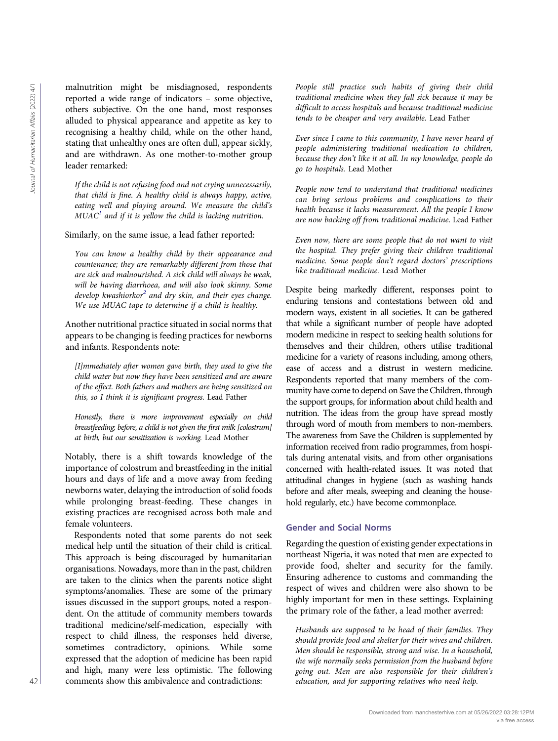malnutrition might be misdiagnosed, respondents reported a wide range of indicators – some objective, others subjective. On the one hand, most responses alluded to physical appearance and appetite as key to recognising a healthy child, while on the other hand, stating that unhealthy ones are often dull, appear sickly, and are withdrawn. As one mother-to-mother group leader remarked:

> *If the child is not refusing food and not crying unnecessarily, that child is fine. A healthy child is always happy, active, eating well and playing around. We measure the child's MUAC*[1] *and if it is yellow the child is lacking nutrition.*

Similarly, on the same issue, a lead father reported:

> *You can know a healthy child by their appearance and countenance; they are remarkably different from those that are sick and malnourished. A sick child will always be weak, will be having diarrhoea, and will also look skinny. Some develop kwashiorkor*[2] *and dry skin, and their eyes change. We use MUAC tape to determine if a child is healthy.*

Another nutritional practice situated in social norms that appears to be changing is feeding practices for newborns and infants. Respondents note:

> *[I]mmediately after women gave birth, they used to give the child water but now they have been sensitized and are aware of the effect. Both fathers and mothers are being sensitized on this, so I think it is significant progress.* Lead Father

> *Honestly, there is more improvement especially on child breastfeeding; before, a child is not given the first milk [colostrum] at birth, but our sensitization is working.* Lead Mother

Notably, there is a shift towards knowledge of the importance of colostrum and breastfeeding in the initial hours and days of life and a move away from feeding newborns water, delaying the introduction of solid foods while prolonging breast-feeding. These changes in existing practices are recognised across both male and female volunteers.

Respondents noted that some parents do not seek medical help until the situation of their child is critical. This approach is being discouraged by humanitarian organisations. Nowadays, more than in the past, children are taken to the clinics when the parents notice slight symptoms/anomalies. These are some of the primary issues discussed in the support groups, noted a respondent. On the attitude of community members towards traditional medicine/self-medication, especially with respect to child illness, the responses held diverse, sometimes contradictory, opinions. While some expressed that the adoption of medicine has been rapid and high, many were less optimistic. The following comments show this ambivalence and contradictions:

> *People still practice such habits of giving their child traditional medicine when they fall sick because it may be difficult to access hospitals and because traditional medicine tends to be cheaper and very available.* Lead Father

> *Ever since I came to this community, I have never heard of people administering traditional medication to children, because they don't like it at all. In my knowledge, people do go to hospitals.* Lead Mother

> *People now tend to understand that traditional medicines can bring serious problems and complications to their health because it lacks measurement. All the people I know are now backing off from traditional medicine.* Lead Father

> *Even now, there are some people that do not want to visit the hospital. They prefer giving their children traditional medicine. Some people don't regard doctors' prescriptions like traditional medicine.* Lead Mother

Despite being markedly different, responses point to enduring tensions and contestations between old and modern ways, existent in all societies. It can be gathered that while a significant number of people have adopted modern medicine in respect to seeking health solutions for themselves and their children, others utilise traditional medicine for a variety of reasons including, among others, ease of access and a distrust in western medicine. Respondents reported that many members of the community have come to depend on Save the Children, through the support groups, for information about child health and nutrition. The ideas from the group have spread mostly through word of mouth from members to non-members. The awareness from Save the Children is supplemented by information received from radio programmes, from hospitals during antenatal visits, and from other organisations concerned with health-related issues. It was noted that attitudinal changes in hygiene (such as washing hands before and after meals, sweeping and cleaning the household regularly, etc.) have become commonplace.

## Gender and Social Norms

Regarding the question of existing gender expectations in northeast Nigeria, it was noted that men are expected to provide food, shelter and security for the family. Ensuring adherence to customs and commanding the respect of wives and children were also shown to be highly important for men in these settings. Explaining the primary role of the father, a lead mother averred:

> *Husbands are supposed to be head of their families. They should provide food and shelter for their wives and children. Men should be responsible, strong and wise. In a household, the wife normally seeks permission from the husband before going out. Men are also responsible for their children's education, and for supporting relatives who need help.*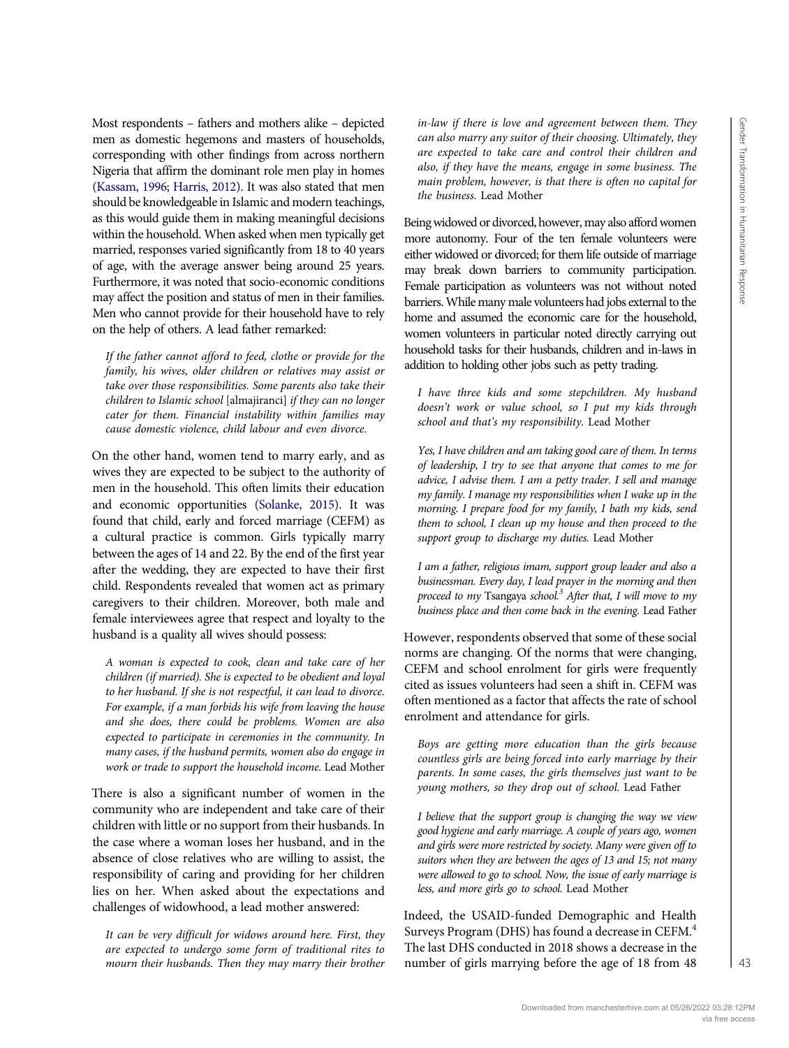Most respondents – fathers and mothers alike – depicted men as domestic hegemons and masters of households, corresponding with other findings from across northern Nigeria that affirm the dominant role men play in homes (Kassam, 1996; Harris, 2012). It was also stated that men should be knowledgeable in Islamic and modern teachings, as this would guide them in making meaningful decisions within the household. When asked when men typically get married, responses varied significantly from 18 to 40 years of age, with the average answer being around 25 years. Furthermore, it was noted that socio-economic conditions may affect the position and status of men in their families. Men who cannot provide for their household have to rely on the help of others. A lead father remarked:

> *If the father cannot afford to feed, clothe or provide for the family, his wives, older children or relatives may assist or take over those responsibilities. Some parents also take their children to Islamic school* [almajiranci] *if they can no longer cater for them. Financial instability within families may cause domestic violence, child labour and even divorce.*

On the other hand, women tend to marry early, and as wives they are expected to be subject to the authority of men in the household. This often limits their education and economic opportunities (Solanke, 2015). It was found that child, early and forced marriage (CEFM) as a cultural practice is common. Girls typically marry between the ages of 14 and 22. By the end of the first year after the wedding, they are expected to have their first child. Respondents revealed that women act as primary caregivers to their children. Moreover, both male and female interviewees agree that respect and loyalty to the husband is a quality all wives should possess:

> *A woman is expected to cook, clean and take care of her children (if married). She is expected to be obedient and loyal to her husband. If she is not respectful, it can lead to divorce. For example, if a man forbids his wife from leaving the house and she does, there could be problems. Women are also expected to participate in ceremonies in the community. In many cases, if the husband permits, women also do engage in work or trade to support the household income.* Lead Mother

There is also a significant number of women in the community who are independent and take care of their children with little or no support from their husbands. In the case where a woman loses her husband, and in the absence of close relatives who are willing to assist, the responsibility of caring and providing for her children lies on her. When asked about the expectations and challenges of widowhood, a lead mother answered:

> *It can be very difficult for widows around here. First, they are expected to undergo some form of traditional rites to mourn their husbands. Then they may marry their brother in-law if there is love and agreement between them. They can also marry any suitor of their choosing. Ultimately, they are expected to take care and control their children and also, if they have the means, engage in some business. The main problem, however, is that there is often no capital for the business.* Lead Mother

Being widowed or divorced, however, may also afford women more autonomy. Four of the ten female volunteers were either widowed or divorced; for them life outside of marriage may break down barriers to community participation. Female participation as volunteers was not without noted barriers. While many male volunteers had jobs external to the home and assumed the economic care for the household, women volunteers in particular noted directly carrying out household tasks for their husbands, children and in-laws in addition to holding other jobs such as petty trading.

> *I have three kids and some stepchildren. My husband doesn't work or value school, so I put my kids through school and that's my responsibility.* Lead Mother

> *Yes, I have children and am taking good care of them. In terms of leadership, I try to see that anyone that comes to me for advice, I advise them. I am a petty trader. I sell and manage my family. I manage my responsibilities when I wake up in the morning. I prepare food for my family, I bath my kids, send them to school, I clean up my house and then proceed to the support group to discharge my duties.* Lead Mother

> *I am a father, religious imam, support group leader and also a businessman. Every day, I lead prayer in the morning and then proceed to my* Tsangaya *school.*[3] *After that, I will move to my business place and then come back in the evening.* Lead Father

However, respondents observed that some of these social norms are changing. Of the norms that were changing, CEFM and school enrolment for girls were frequently cited as issues volunteers had seen a shift in. CEFM was often mentioned as a factor that affects the rate of school enrolment and attendance for girls.

> *Boys are getting more education than the girls because countless girls are being forced into early marriage by their parents. In some cases, the girls themselves just want to be young mothers, so they drop out of school.* Lead Father

> *I believe that the support group is changing the way we view good hygiene and early marriage. A couple of years ago, women and girls were more restricted by society. Many were given off to suitors when they are between the ages of 13 and 15; not many were allowed to go to school. Now, the issue of early marriage is less, and more girls go to school.* Lead Mother

Indeed, the USAID-funded Demographic and Health Surveys Program (DHS) has found a decrease in CEFM.[4] The last DHS conducted in 2018 shows a decrease in the number of girls marrying before the age of 18 from 48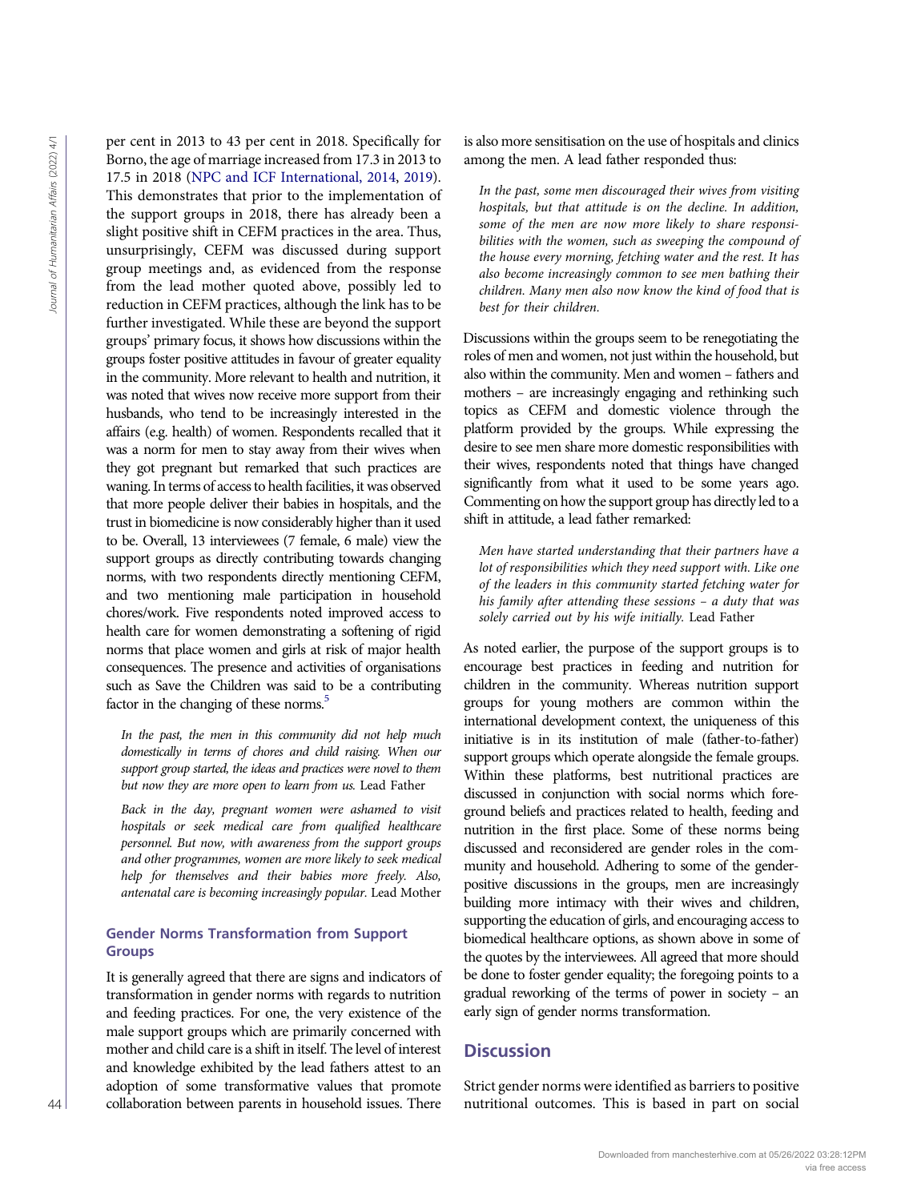per cent in 2013 to 43 per cent in 2018. Specifically for Borno, the age of marriage increased from 17.3 in 2013 to 17.5 in 2018 (NPC and ICF International, 2014, 2019). This demonstrates that prior to the implementation of the support groups in 2018, there has already been a slight positive shift in CEFM practices in the area. Thus, unsurprisingly, CEFM was discussed during support group meetings and, as evidenced from the response from the lead mother quoted above, possibly led to reduction in CEFM practices, although the link has to be further investigated. While these are beyond the support groups' primary focus, it shows how discussions within the groups foster positive attitudes in favour of greater equality in the community. More relevant to health and nutrition, it was noted that wives now receive more support from their husbands, who tend to be increasingly interested in the affairs (e.g. health) of women. Respondents recalled that it was a norm for men to stay away from their wives when they got pregnant but remarked that such practices are waning. In terms of access to health facilities, it was observed that more people deliver their babies in hospitals, and the trust in biomedicine is now considerably higher than it used to be. Overall, 13 interviewees (7 female, 6 male) view the support groups as directly contributing towards changing norms, with two respondents directly mentioning CEFM, and two mentioning male participation in household chores/work. Five respondents noted improved access to health care for women demonstrating a softening of rigid norms that place women and girls at risk of major health consequences. The presence and activities of organisations such as Save the Children was said to be a contributing factor in the changing of these norms.[5]

> *In the past, the men in this community did not help much domestically in terms of chores and child raising. When our support group started, the ideas and practices were novel to them but now they are more open to learn from us.* Lead Father

> *Back in the day, pregnant women were ashamed to visit hospitals or seek medical care from qualified healthcare personnel. But now, with awareness from the support groups and other programmes, women are more likely to seek medical help for themselves and their babies more freely. Also, antenatal care is becoming increasingly popular.* Lead Mother

### Gender Norms Transformation from Support Groups

It is generally agreed that there are signs and indicators of transformation in gender norms with regards to nutrition and feeding practices. For one, the very existence of the male support groups which are primarily concerned with mother and child care is a shift in itself. The level of interest and knowledge exhibited by the lead fathers attest to an adoption of some transformative values that promote collaboration between parents in household issues. There is also more sensitisation on the use of hospitals and clinics among the men. A lead father responded thus:

> *In the past, some men discouraged their wives from visiting hospitals, but that attitude is on the decline. In addition, some of the men are now more likely to share responsibilities with the women, such as sweeping the compound of the house every morning, fetching water and the rest. It has also become increasingly common to see men bathing their children. Many men also now know the kind of food that is best for their children.*

Discussions within the groups seem to be renegotiating the roles of men and women, not just within the household, but also within the community. Men and women – fathers and mothers – are increasingly engaging and rethinking such topics as CEFM and domestic violence through the platform provided by the groups. While expressing the desire to see men share more domestic responsibilities with their wives, respondents noted that things have changed significantly from what it used to be some years ago. Commenting on how the support group has directly led to a shift in attitude, a lead father remarked:

> *Men have started understanding that their partners have a lot of responsibilities which they need support with. Like one of the leaders in this community started fetching water for his family after attending these sessions – a duty that was solely carried out by his wife initially.* Lead Father

As noted earlier, the purpose of the support groups is to encourage best practices in feeding and nutrition for children in the community. Whereas nutrition support groups for young mothers are common within the international development context, the uniqueness of this initiative is in its institution of male (father-to-father) support groups which operate alongside the female groups. Within these platforms, best nutritional practices are discussed in conjunction with social norms which foreground beliefs and practices related to health, feeding and nutrition in the first place. Some of these norms being discussed and reconsidered are gender roles in the community and household. Adhering to some of the gender-positive discussions in the groups, men are increasingly building more intimacy with their wives and children, supporting the education of girls, and encouraging access to biomedical healthcare options, as shown above in some of the quotes by the interviewees. All agreed that more should be done to foster gender equality; the foregoing points to a gradual reworking of the terms of power in society – an early sign of gender norms transformation.

## Discussion

Strict gender norms were identified as barriers to positive nutritional outcomes. This is based in part on social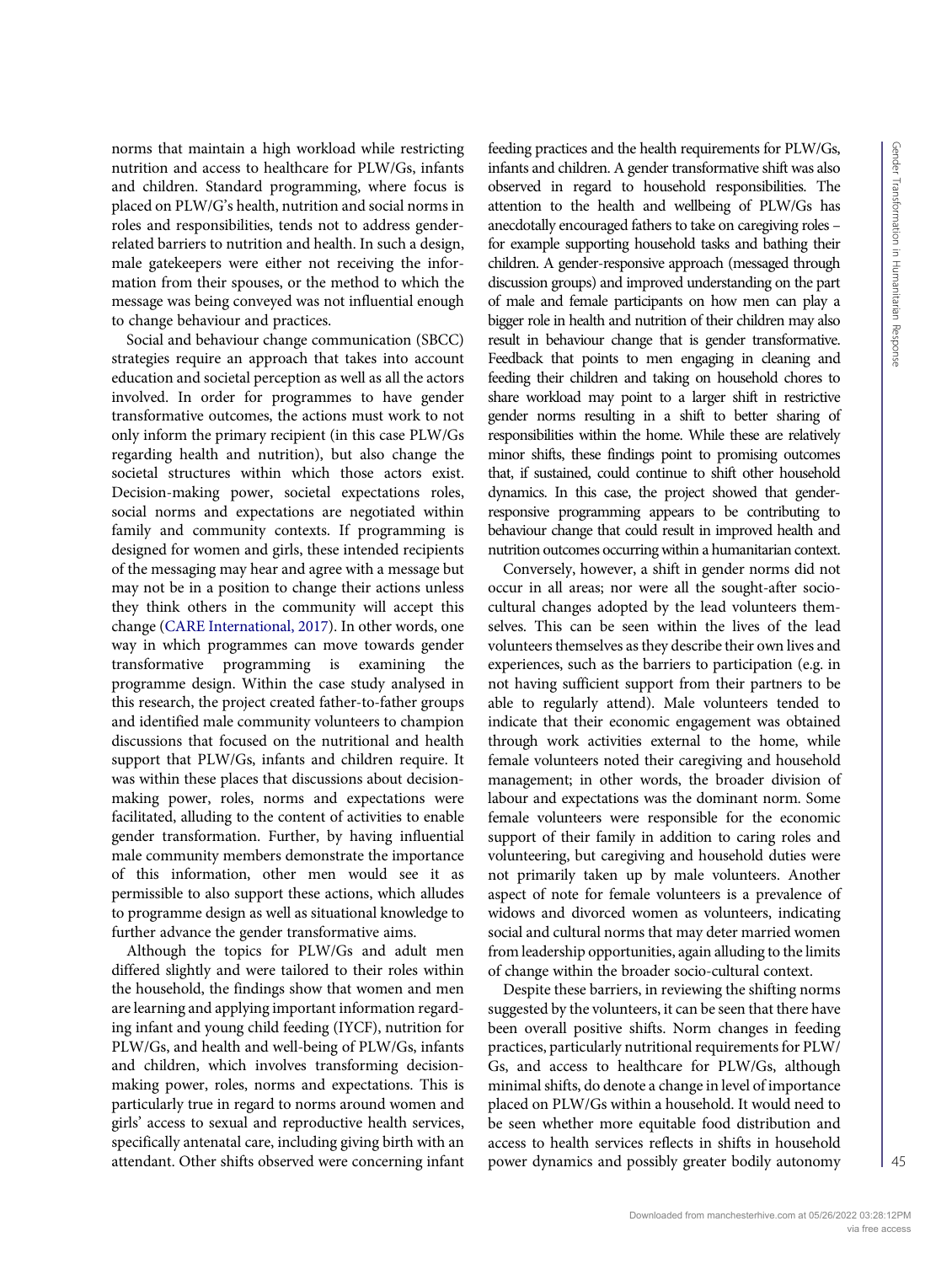norms that maintain a high workload while restricting nutrition and access to healthcare for PLW/Gs, infants and children. Standard programming, where focus is placed on PLW/G's health, nutrition and social norms in roles and responsibilities, tends not to address gender-related barriers to nutrition and health. In such a design, male gatekeepers were either not receiving the information from their spouses, or the method to which the message was being conveyed was not influential enough to change behaviour and practices.

Social and behaviour change communication (SBCC) strategies require an approach that takes into account education and societal perception as well as all the actors involved. In order for programmes to have gender transformative outcomes, the actions must work to not only inform the primary recipient (in this case PLW/Gs regarding health and nutrition), but also change the societal structures within which those actors exist. Decision-making power, societal expectations roles, social norms and expectations are negotiated within family and community contexts. If programming is designed for women and girls, these intended recipients of the messaging may hear and agree with a message but may not be in a position to change their actions unless they think others in the community will accept this change (CARE International, 2017). In other words, one way in which programmes can move towards gender transformative programming is examining the programme design. Within the case study analysed in this research, the project created father-to-father groups and identified male community volunteers to champion discussions that focused on the nutritional and health support that PLW/Gs, infants and children require. It was within these places that discussions about decision-making power, roles, norms and expectations were facilitated, alluding to the content of activities to enable gender transformation. Further, by having influential male community members demonstrate the importance of this information, other men would see it as permissible to also support these actions, which alludes to programme design as well as situational knowledge to further advance the gender transformative aims.

Although the topics for PLW/Gs and adult men differed slightly and were tailored to their roles within the household, the findings show that women and men are learning and applying important information regarding infant and young child feeding (IYCF), nutrition for PLW/Gs, and health and well-being of PLW/Gs, infants and children, which involves transforming decision-making power, roles, norms and expectations. This is particularly true in regard to norms around women and girls' access to sexual and reproductive health services, specifically antenatal care, including giving birth with an attendant. Other shifts observed were concerning infant feeding practices and the health requirements for PLW/Gs, infants and children. A gender transformative shift was also observed in regard to household responsibilities. The attention to the health and wellbeing of PLW/Gs has anecdotally encouraged fathers to take on caregiving roles – for example supporting household tasks and bathing their children. A gender-responsive approach (messaged through discussion groups) and improved understanding on the part of male and female participants on how men can play a bigger role in health and nutrition of their children may also result in behaviour change that is gender transformative. Feedback that points to men engaging in cleaning and feeding their children and taking on household chores to share workload may point to a larger shift in restrictive gender norms resulting in a shift to better sharing of responsibilities within the home. While these are relatively minor shifts, these findings point to promising outcomes that, if sustained, could continue to shift other household dynamics. In this case, the project showed that gender-responsive programming appears to be contributing to behaviour change that could result in improved health and nutrition outcomes occurring within a humanitarian context.

Conversely, however, a shift in gender norms did not occur in all areas; nor were all the sought-after socio-cultural changes adopted by the lead volunteers themselves. This can be seen within the lives of the lead volunteers themselves as they describe their own lives and experiences, such as the barriers to participation (e.g. in not having sufficient support from their partners to be able to regularly attend). Male volunteers tended to indicate that their economic engagement was obtained through work activities external to the home, while female volunteers noted their caregiving and household management; in other words, the broader division of labour and expectations was the dominant norm. Some female volunteers were responsible for the economic support of their family in addition to caring roles and volunteering, but caregiving and household duties were not primarily taken up by male volunteers. Another aspect of note for female volunteers is a prevalence of widows and divorced women as volunteers, indicating social and cultural norms that may deter married women from leadership opportunities, again alluding to the limits of change within the broader socio-cultural context.

Despite these barriers, in reviewing the shifting norms suggested by the volunteers, it can be seen that there have been overall positive shifts. Norm changes in feeding practices, particularly nutritional requirements for PLW/Gs, and access to healthcare for PLW/Gs, although minimal shifts, do denote a change in level of importance placed on PLW/Gs within a household. It would need to be seen whether more equitable food distribution and access to health services reflects in shifts in household power dynamics and possibly greater bodily autonomy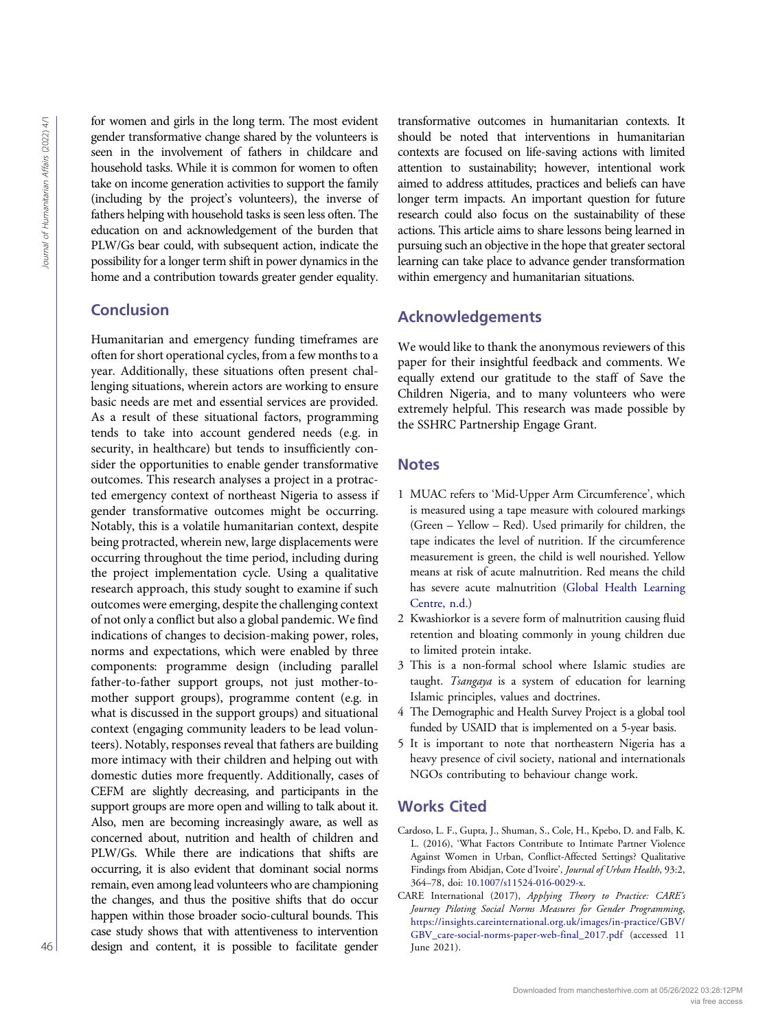for women and girls in the long term. The most evident gender transformative change shared by the volunteers is seen in the involvement of fathers in childcare and household tasks. While it is common for women to often take on income generation activities to support the family (including by the project's volunteers), the inverse of fathers helping with household tasks is seen less often. The education on and acknowledgement of the burden that PLW/Gs bear could, with subsequent action, indicate the possibility for a longer term shift in power dynamics in the home and a contribution towards greater gender equality.

## Conclusion

Humanitarian and emergency funding timeframes are often for short operational cycles, from a few months to a year. Additionally, these situations often present challenging situations, wherein actors are working to ensure basic needs are met and essential services are provided. As a result of these situational factors, programming tends to take into account gendered needs (e.g. in security, in healthcare) but tends to insufficiently consider the opportunities to enable gender transformative outcomes. This research analyses a project in a protracted emergency context of northeast Nigeria to assess if gender transformative outcomes might be occurring. Notably, this is a volatile humanitarian context, despite being protracted, wherein new, large displacements were occurring throughout the time period, including during the project implementation cycle. Using a qualitative research approach, this study sought to examine if such outcomes were emerging, despite the challenging context of not only a conflict but also a global pandemic. We find indications of changes to decision-making power, roles, norms and expectations, which were enabled by three components: programme design (including parallel father-to-father support groups, not just mother-to-mother support groups), programme content (e.g. in what is discussed in the support groups) and situational context (engaging community leaders to be lead volunteers). Notably, responses reveal that fathers are building more intimacy with their children and helping out with domestic duties more frequently. Additionally, cases of CEFM are slightly decreasing, and participants in the support groups are more open and willing to talk about it. Also, men are becoming increasingly aware, as well as concerned about, nutrition and health of children and PLW/Gs. While there are indications that shifts are occurring, it is also evident that dominant social norms remain, even among lead volunteers who are championing the changes, and thus the positive shifts that do occur happen within those broader socio-cultural bounds. This case study shows that with attentiveness to intervention design and content, it is possible to facilitate gender transformative outcomes in humanitarian contexts. It should be noted that interventions in humanitarian contexts are focused on life-saving actions with limited attention to sustainability; however, intentional work aimed to address attitudes, practices and beliefs can have longer term impacts. An important question for future research could also focus on the sustainability of these actions. This article aims to share lessons being learned in pursuing such an objective in the hope that greater sectoral learning can take place to advance gender transformation within emergency and humanitarian situations.

## Acknowledgements

We would like to thank the anonymous reviewers of this paper for their insightful feedback and comments. We equally extend our gratitude to the staff of Save the Children Nigeria, and to many volunteers who were extremely helpful. This research was made possible by the SSHRC Partnership Engage Grant.

## Notes

1. MUAC refers to 'Mid-Upper Arm Circumference', which is measured using a tape measure with coloured markings (Green – Yellow – Red). Used primarily for children, the tape indicates the level of nutrition. If the circumference measurement is green, the child is well nourished. Yellow means at risk of acute malnutrition. Red means the child has severe acute malnutrition (Global Health Learning Centre, n.d.)
2. Kwashiorkor is a severe form of malnutrition causing fluid retention and bloating commonly in young children due to limited protein intake.
3. This is a non-formal school where Islamic studies are taught. *Tsangaya* is a system of education for learning Islamic principles, values and doctrines.
4. The Demographic and Health Survey Project is a global tool funded by USAID that is implemented on a 5-year basis.
5. It is important to note that northeastern Nigeria has a heavy presence of civil society, national and internationals NGOs contributing to behaviour change work.

## Works Cited

Cardoso, L. F., Gupta, J., Shuman, S., Cole, H., Kpebo, D. and Falb, K. L. (2016), 'What Factors Contribute to Intimate Partner Violence Against Women in Urban, Conflict-Affected Settings? Qualitative Findings from Abidjan, Cote d'Ivoire', *Journal of Urban Health*, 93:2, 364–78, doi: 10.1007/s11524-016-0029-x.

CARE International (2017), *Applying Theory to Practice: CARE's Journey Piloting Social Norms Measures for Gender Programming*, https://insights.careinternational.org.uk/images/in-practice/GBV/GBV_care-social-norms-paper-web-final_2017.pdf (accessed 11 June 2021).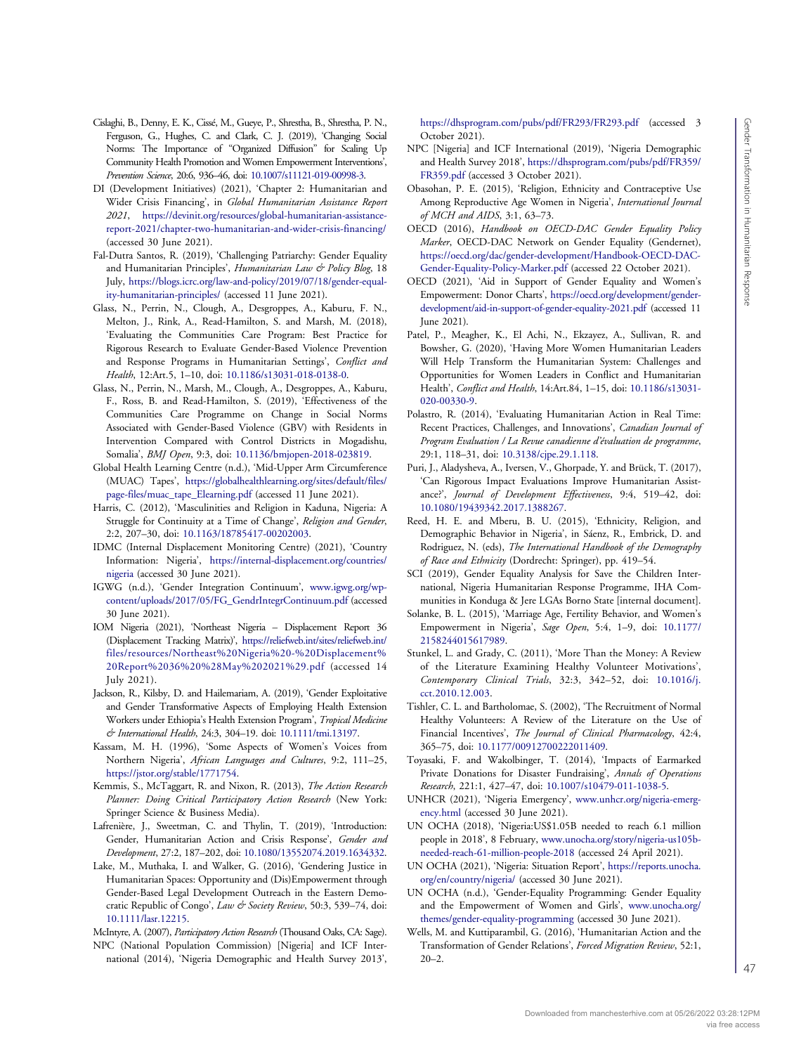Cislaghi, B., Denny, E. K., Cissé, M., Gueye, P., Shrestha, B., Shrestha, P. N., Ferguson, G., Hughes, C. and Clark, C. J. (2019), 'Changing Social Norms: The Importance of "Organized Diffusion" for Scaling Up Community Health Promotion and Women Empowerment Interventions', *Prevention Science*, 20:6, 936–46, doi: 10.1007/s11121-019-00998-3.

DI (Development Initiatives) (2021), 'Chapter 2: Humanitarian and Wider Crisis Financing', in *Global Humanitarian Assistance Report 2021*, https://devinit.org/resources/global-humanitarian-assistance-report-2021/chapter-two-humanitarian-and-wider-crisis-financing/ (accessed 30 June 2021).

Fal-Dutra Santos, R. (2019), 'Challenging Patriarchy: Gender Equality and Humanitarian Principles', *Humanitarian Law & Policy Blog*, 18 July, https://blogs.icrc.org/law-and-policy/2019/07/18/gender-equality-humanitarian-principles/ (accessed 11 June 2021).

Glass, N., Perrin, N., Clough, A., Desgroppes, A., Kaburu, F. N., Melton, J., Rink, A., Read-Hamilton, S. and Marsh, M. (2018), 'Evaluating the Communities Care Program: Best Practice for Rigorous Research to Evaluate Gender-Based Violence Prevention and Response Programs in Humanitarian Settings', *Conflict and Health*, 12:Art.5, 1–10, doi: 10.1186/s13031-018-0138-0.

Glass, N., Perrin, N., Marsh, M., Clough, A., Desgroppes, A., Kaburu, F., Ross, B. and Read-Hamilton, S. (2019), 'Effectiveness of the Communities Care Programme on Change in Social Norms Associated with Gender-Based Violence (GBV) with Residents in Intervention Compared with Control Districts in Mogadishu, Somalia', *BMJ Open*, 9:3, doi: 10.1136/bmjopen-2018-023819.

Global Health Learning Centre (n.d.), 'Mid-Upper Arm Circumference (MUAC) Tapes', https://globalhealthlearning.org/sites/default/files/page-files/muac_tape_Elearning.pdf (accessed 11 June 2021).

Harris, C. (2012), 'Masculinities and Religion in Kaduna, Nigeria: A Struggle for Continuity at a Time of Change', *Religion and Gender*, 2:2, 207–30, doi: 10.1163/18785417-00202003.

IDMC (Internal Displacement Monitoring Centre) (2021), 'Country Information: Nigeria', https://internal-displacement.org/countries/nigeria (accessed 30 June 2021).

IGWG (n.d.), 'Gender Integration Continuum', www.igwg.org/wp-content/uploads/2017/05/FG_GendrIntegrContinuum.pdf (accessed 30 June 2021).

IOM Nigeria (2021), 'Northeast Nigeria – Displacement Report 36 (Displacement Tracking Matrix)', https://reliefweb.int/sites/reliefweb.int/files/resources/Northeast%20Nigeria%20-%20Displacement%20Report%2036%20%28May%202021%29.pdf (accessed 14 July 2021).

Jackson, R., Kilsby, D. and Hailemariam, A. (2019), 'Gender Exploitative and Gender Transformative Aspects of Employing Health Extension Workers under Ethiopia's Health Extension Program', *Tropical Medicine & International Health*, 24:3, 304–19. doi: 10.1111/tmi.13197.

Kassam, M. H. (1996), 'Some Aspects of Women's Voices from Northern Nigeria', *African Languages and Cultures*, 9:2, 111–25, https://jstor.org/stable/1771754.

Kemmis, S., McTaggart, R. and Nixon, R. (2013), *The Action Research Planner: Doing Critical Participatory Action Research* (New York: Springer Science & Business Media).

Lafrenière, J., Sweetman, C. and Thylin, T. (2019), 'Introduction: Gender, Humanitarian Action and Crisis Response', *Gender and Development*, 27:2, 187–202, doi: 10.1080/13552074.2019.1634332.

Lake, M., Muthaka, I. and Walker, G. (2016), 'Gendering Justice in Humanitarian Spaces: Opportunity and (Dis)Empowerment through Gender-Based Legal Development Outreach in the Eastern Democratic Republic of Congo', *Law & Society Review*, 50:3, 539–74, doi: 10.1111/lasr.12215.

McIntyre, A. (2007), *Participatory Action Research* (Thousand Oaks, CA: Sage).

NPC (National Population Commission) [Nigeria] and ICF International (2014), 'Nigeria Demographic and Health Survey 2013', https://dhsprogram.com/pubs/pdf/FR293/FR293.pdf (accessed 3 October 2021).

NPC [Nigeria] and ICF International (2019), 'Nigeria Demographic and Health Survey 2018', https://dhsprogram.com/pubs/pdf/FR359/FR359.pdf (accessed 3 October 2021).

Obasohan, P. E. (2015), 'Religion, Ethnicity and Contraceptive Use Among Reproductive Age Women in Nigeria', *International Journal of MCH and AIDS*, 3:1, 63–73.

OECD (2016), *Handbook on OECD-DAC Gender Equality Policy Marker*, OECD-DAC Network on Gender Equality (Gendernet), https://oecd.org/dac/gender-development/Handbook-OECD-DAC-Gender-Equality-Policy-Marker.pdf (accessed 22 October 2021).

OECD (2021), 'Aid in Support of Gender Equality and Women's Empowerment: Donor Charts', https://oecd.org/development/gender-development/aid-in-support-of-gender-equality-2021.pdf (accessed 11 June 2021).

Patel, P., Meagher, K., El Achi, N., Ekzayez, A., Sullivan, R. and Bowsher, G. (2020), 'Having More Women Humanitarian Leaders Will Help Transform the Humanitarian System: Challenges and Opportunities for Women Leaders in Conflict and Humanitarian Health', *Conflict and Health*, 14:Art.84, 1–15, doi: 10.1186/s13031-020-00330-9.

Polastro, R. (2014), 'Evaluating Humanitarian Action in Real Time: Recent Practices, Challenges, and Innovations', *Canadian Journal of Program Evaluation / La Revue canadienne d'évaluation de programme*, 29:1, 118–31, doi: 10.3138/cjpe.29.1.118.

Puri, J., Aladysheva, A., Iversen, V., Ghorpade, Y. and Brück, T. (2017), 'Can Rigorous Impact Evaluations Improve Humanitarian Assistance?', *Journal of Development Effectiveness*, 9:4, 519–42, doi: 10.1080/19439342.2017.1388267.

Reed, H. E. and Mberu, B. U. (2015), 'Ethnicity, Religion, and Demographic Behavior in Nigeria', in Sáenz, R., Embrick, D. and Rodriguez, N. (eds), *The International Handbook of the Demography of Race and Ethnicity* (Dordrecht: Springer), pp. 419–54.

SCI (2019), Gender Equality Analysis for Save the Children International, Nigeria Humanitarian Response Programme, IHA Communities in Konduga & Jere LGAs Borno State [internal document].

Solanke, B. L. (2015), 'Marriage Age, Fertility Behavior, and Women's Empowerment in Nigeria', *Sage Open*, 5:4, 1–9, doi: 10.1177/2158244015617989.

Stunkel, L. and Grady, C. (2011), 'More Than the Money: A Review of the Literature Examining Healthy Volunteer Motivations', *Contemporary Clinical Trials*, 32:3, 342–52, doi: 10.1016/j.cct.2010.12.003.

Tishler, C. L. and Bartholomae, S. (2002), 'The Recruitment of Normal Healthy Volunteers: A Review of the Literature on the Use of Financial Incentives', *The Journal of Clinical Pharmacology*, 42:4, 365–75, doi: 10.1177/00912700222011409.

Toyasaki, F. and Wakolbinger, T. (2014), 'Impacts of Earmarked Private Donations for Disaster Fundraising', *Annals of Operations Research*, 221:1, 427–47, doi: 10.1007/s10479-011-1038-5.

UNHCR (2021), 'Nigeria Emergency', www.unhcr.org/nigeria-emergency.html (accessed 30 June 2021).

UN OCHA (2018), 'Nigeria:US$1.05B needed to reach 6.1 million people in 2018', 8 February, www.unocha.org/story/nigeria-us105b-needed-reach-61-million-people-2018 (accessed 24 April 2021).

UN OCHA (2021), 'Nigeria: Situation Report', https://reports.unocha.org/en/country/nigeria/ (accessed 30 June 2021).

UN OCHA (n.d.), 'Gender-Equality Programming: Gender Equality and the Empowerment of Women and Girls', www.unocha.org/themes/gender-equality-programming (accessed 30 June 2021).

Wells, M. and Kuttiparambil, G. (2016), 'Humanitarian Action and the Transformation of Gender Relations', *Forced Migration Review*, 52:1, 20–2.